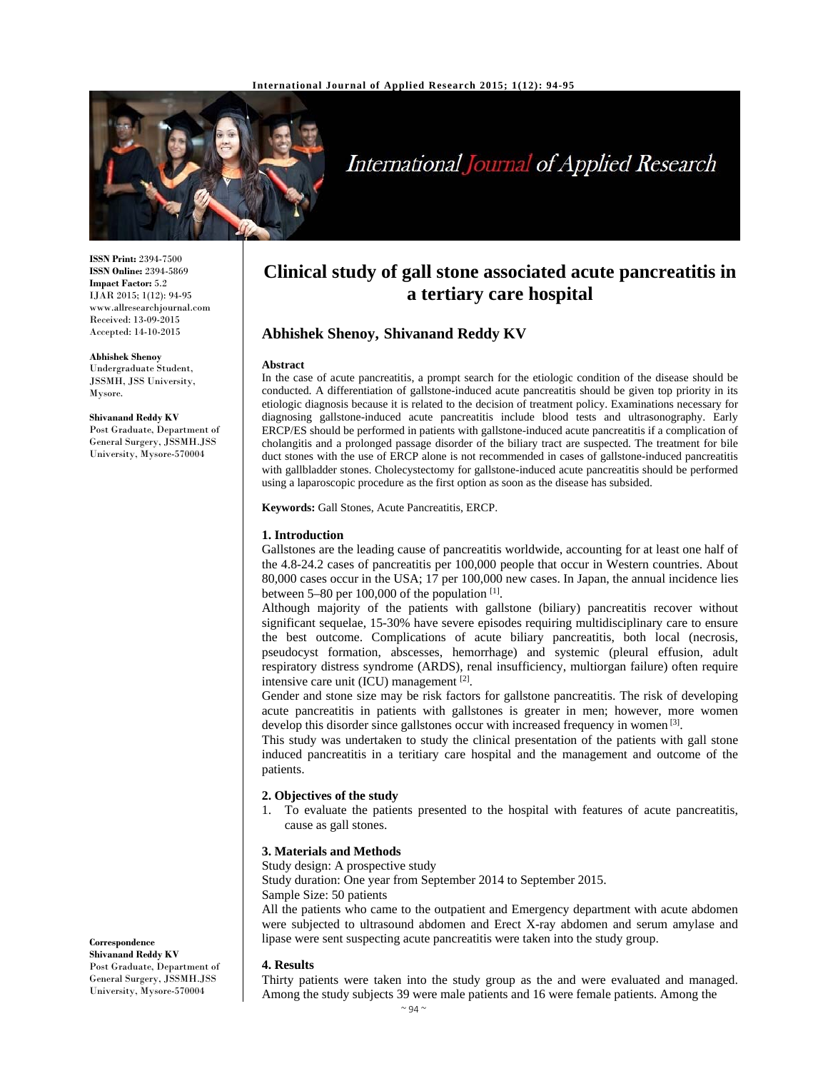# Clinical study of gall stone associated acute pancreatitis in a tertiary care hospital

## Abhishek Shenoy, Shivanand Reddy KV

**ISSN Print:** 2394-7500
**ISSN Online:** 2394-5869
**Impact Factor:** 5.2
IJAR 2015; 1(12): 94-95
www.allresearchjournal.com
Received: 13-09-2015
Accepted: 14-10-2015

**Abhishek Shenoy**
Undergraduate Student, JSSMH, JSS University, Mysore.

**Shivanand Reddy KV**
Post Graduate, Department of General Surgery, JSSMH.JSS University, Mysore-570004

**Correspondence**
**Shivanand Reddy KV**
Post Graduate, Department of General Surgery, JSSMH.JSS University, Mysore-570004

**Abstract**

In the case of acute pancreatitis, a prompt search for the etiologic condition of the disease should be conducted. A differentiation of gallstone-induced acute pancreatitis should be given top priority in its etiologic diagnosis because it is related to the decision of treatment policy. Examinations necessary for diagnosing gallstone-induced acute pancreatitis include blood tests and ultrasonography. Early ERCP/ES should be performed in patients with gallstone-induced acute pancreatitis if a complication of cholangitis and a prolonged passage disorder of the biliary tract are suspected. The treatment for bile duct stones with the use of ERCP alone is not recommended in cases of gallstone-induced pancreatitis with gallbladder stones. Cholecystectomy for gallstone-induced acute pancreatitis should be performed using a laparoscopic procedure as the first option as soon as the disease has subsided.

**Keywords:** Gall Stones, Acute Pancreatitis, ERCP.

### 1. Introduction

Gallstones are the leading cause of pancreatitis worldwide, accounting for at least one half of the 4.8-24.2 cases of pancreatitis per 100,000 people that occur in Western countries. About 80,000 cases occur in the USA; 17 per 100,000 new cases. In Japan, the annual incidence lies between 5–80 per 100,000 of the population [1].

Although majority of the patients with gallstone (biliary) pancreatitis recover without significant sequelae, 15-30% have severe episodes requiring multidisciplinary care to ensure the best outcome. Complications of acute biliary pancreatitis, both local (necrosis, pseudocyst formation, abscesses, hemorrhage) and systemic (pleural effusion, adult respiratory distress syndrome (ARDS), renal insufficiency, multiorgan failure) often require intensive care unit (ICU) management [2].

Gender and stone size may be risk factors for gallstone pancreatitis. The risk of developing acute pancreatitis in patients with gallstones is greater in men; however, more women develop this disorder since gallstones occur with increased frequency in women [3].

This study was undertaken to study the clinical presentation of the patients with gall stone induced pancreatitis in a teritiary care hospital and the management and outcome of the patients.

### 2. Objectives of the study

1. To evaluate the patients presented to the hospital with features of acute pancreatitis, cause as gall stones.

### 3. Materials and Methods

Study design: A prospective study
Study duration: One year from September 2014 to September 2015.
Sample Size: 50 patients
All the patients who came to the outpatient and Emergency department with acute abdomen were subjected to ultrasound abdomen and Erect X-ray abdomen and serum amylase and lipase were sent suspecting acute pancreatitis were taken into the study group.

### 4. Results

Thirty patients were taken into the study group as the and were evaluated and managed. Among the study subjects 39 were male patients and 16 were female patients. Among the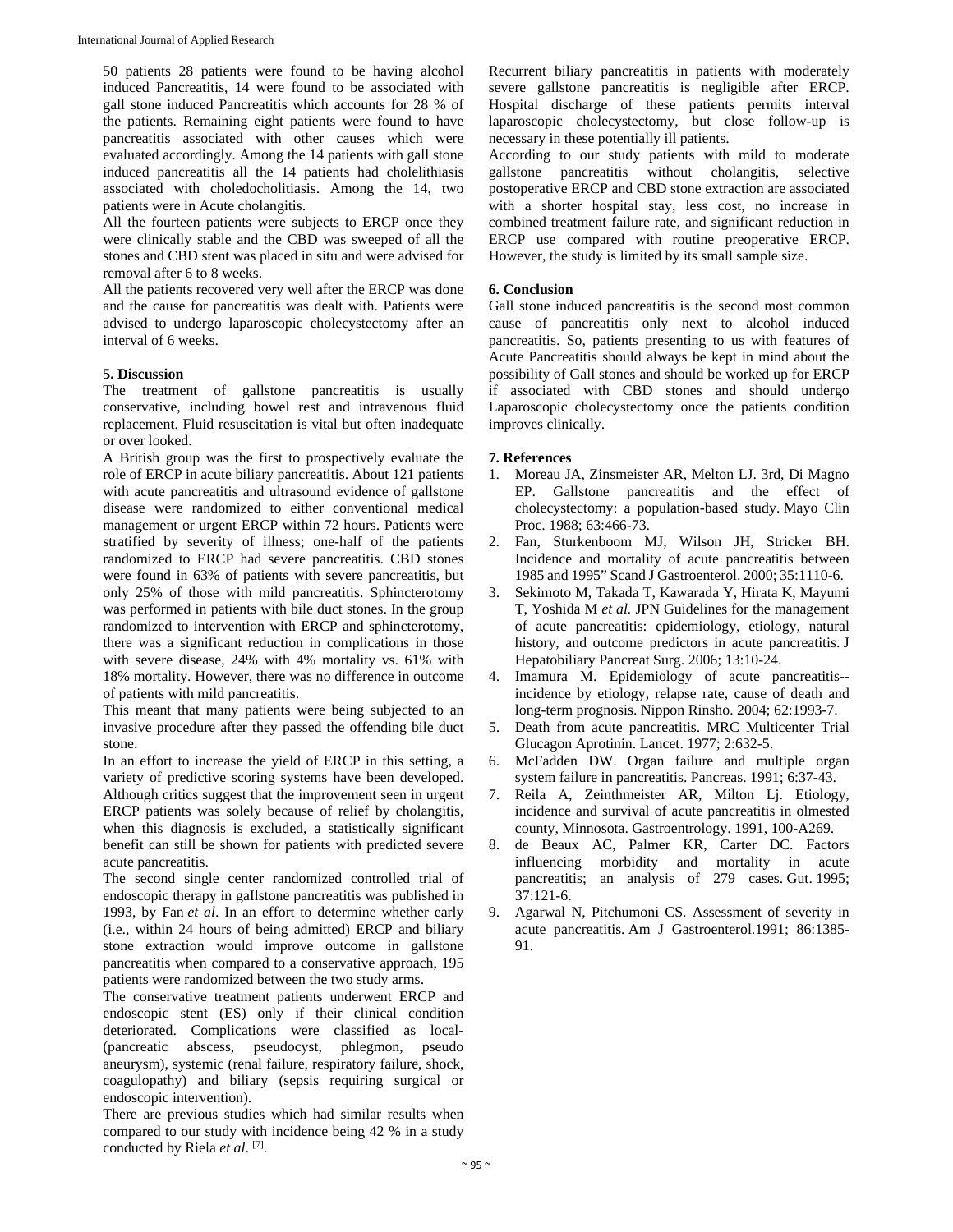50 patients 28 patients were found to be having alcohol induced Pancreatitis, 14 were found to be associated with gall stone induced Pancreatitis which accounts for 28 % of the patients. Remaining eight patients were found to have pancreatitis associated with other causes which were evaluated accordingly. Among the 14 patients with gall stone induced pancreatitis all the 14 patients had cholelithiasis associated with choledocholitiasis. Among the 14, two patients were in Acute cholangitis.

All the fourteen patients were subjects to ERCP once they were clinically stable and the CBD was sweeped of all the stones and CBD stent was placed in situ and were advised for removal after 6 to 8 weeks.

All the patients recovered very well after the ERCP was done and the cause for pancreatitis was dealt with. Patients were advised to undergo laparoscopic cholecystectomy after an interval of 6 weeks.

## 5. Discussion

The treatment of gallstone pancreatitis is usually conservative, including bowel rest and intravenous fluid replacement. Fluid resuscitation is vital but often inadequate or over looked.

A British group was the first to prospectively evaluate the role of ERCP in acute biliary pancreatitis. About 121 patients with acute pancreatitis and ultrasound evidence of gallstone disease were randomized to either conventional medical management or urgent ERCP within 72 hours. Patients were stratified by severity of illness; one-half of the patients randomized to ERCP had severe pancreatitis. CBD stones were found in 63% of patients with severe pancreatitis, but only 25% of those with mild pancreatitis. Sphincterotomy was performed in patients with bile duct stones. In the group randomized to intervention with ERCP and sphincterotomy, there was a significant reduction in complications in those with severe disease, 24% with 4% mortality vs. 61% with 18% mortality. However, there was no difference in outcome of patients with mild pancreatitis.

This meant that many patients were being subjected to an invasive procedure after they passed the offending bile duct stone.

In an effort to increase the yield of ERCP in this setting, a variety of predictive scoring systems have been developed. Although critics suggest that the improvement seen in urgent ERCP patients was solely because of relief by cholangitis, when this diagnosis is excluded, a statistically significant benefit can still be shown for patients with predicted severe acute pancreatitis.

The second single center randomized controlled trial of endoscopic therapy in gallstone pancreatitis was published in 1993, by Fan *et al*. In an effort to determine whether early (i.e., within 24 hours of being admitted) ERCP and biliary stone extraction would improve outcome in gallstone pancreatitis when compared to a conservative approach, 195 patients were randomized between the two study arms.

The conservative treatment patients underwent ERCP and endoscopic stent (ES) only if their clinical condition deteriorated. Complications were classified as local- (pancreatic abscess, pseudocyst, phlegmon, pseudo aneurysm), systemic (renal failure, respiratory failure, shock, coagulopathy) and biliary (sepsis requiring surgical or endoscopic intervention).

There are previous studies which had similar results when compared to our study with incidence being 42 % in a study conducted by Riela *et al*. [7].

Recurrent biliary pancreatitis in patients with moderately severe gallstone pancreatitis is negligible after ERCP. Hospital discharge of these patients permits interval laparoscopic cholecystectomy, but close follow-up is necessary in these potentially ill patients.

According to our study patients with mild to moderate gallstone pancreatitis without cholangitis, selective postoperative ERCP and CBD stone extraction are associated with a shorter hospital stay, less cost, no increase in combined treatment failure rate, and significant reduction in ERCP use compared with routine preoperative ERCP. However, the study is limited by its small sample size.

## 6. Conclusion

Gall stone induced pancreatitis is the second most common cause of pancreatitis only next to alcohol induced pancreatitis. So, patients presenting to us with features of Acute Pancreatitis should always be kept in mind about the possibility of Gall stones and should be worked up for ERCP if associated with CBD stones and should undergo Laparoscopic cholecystectomy once the patients condition improves clinically.

## 7. References

1. Moreau JA, Zinsmeister AR, Melton LJ. 3rd, Di Magno EP. Gallstone pancreatitis and the effect of cholecystectomy: a population-based study. Mayo Clin Proc. 1988; 63:466-73.
2. Fan, Sturkenboom MJ, Wilson JH, Stricker BH. Incidence and mortality of acute pancreatitis between 1985 and 1995" Scand J Gastroenterol. 2000; 35:1110-6.
3. Sekimoto M, Takada T, Kawarada Y, Hirata K, Mayumi T, Yoshida M *et al.* JPN Guidelines for the management of acute pancreatitis: epidemiology, etiology, natural history, and outcome predictors in acute pancreatitis. J Hepatobiliary Pancreat Surg. 2006; 13:10-24.
4. Imamura M. Epidemiology of acute pancreatitis--incidence by etiology, relapse rate, cause of death and long-term prognosis. Nippon Rinsho. 2004; 62:1993-7.
5. Death from acute pancreatitis. MRC Multicenter Trial Glucagon Aprotinin. Lancet. 1977; 2:632-5.
6. McFadden DW. Organ failure and multiple organ system failure in pancreatitis. Pancreas. 1991; 6:37-43.
7. Reila A, Zeinthmeister AR, Milton Lj. Etiology, incidence and survival of acute pancreatitis in olmested county, Minnosota. Gastroentrology. 1991, 100-A269.
8. de Beaux AC, Palmer KR, Carter DC. Factors influencing morbidity and mortality in acute pancreatitis; an analysis of 279 cases. Gut. 1995; 37:121-6.
9. Agarwal N, Pitchumoni CS. Assessment of severity in acute pancreatitis. Am J Gastroenterol.1991; 86:1385-91.